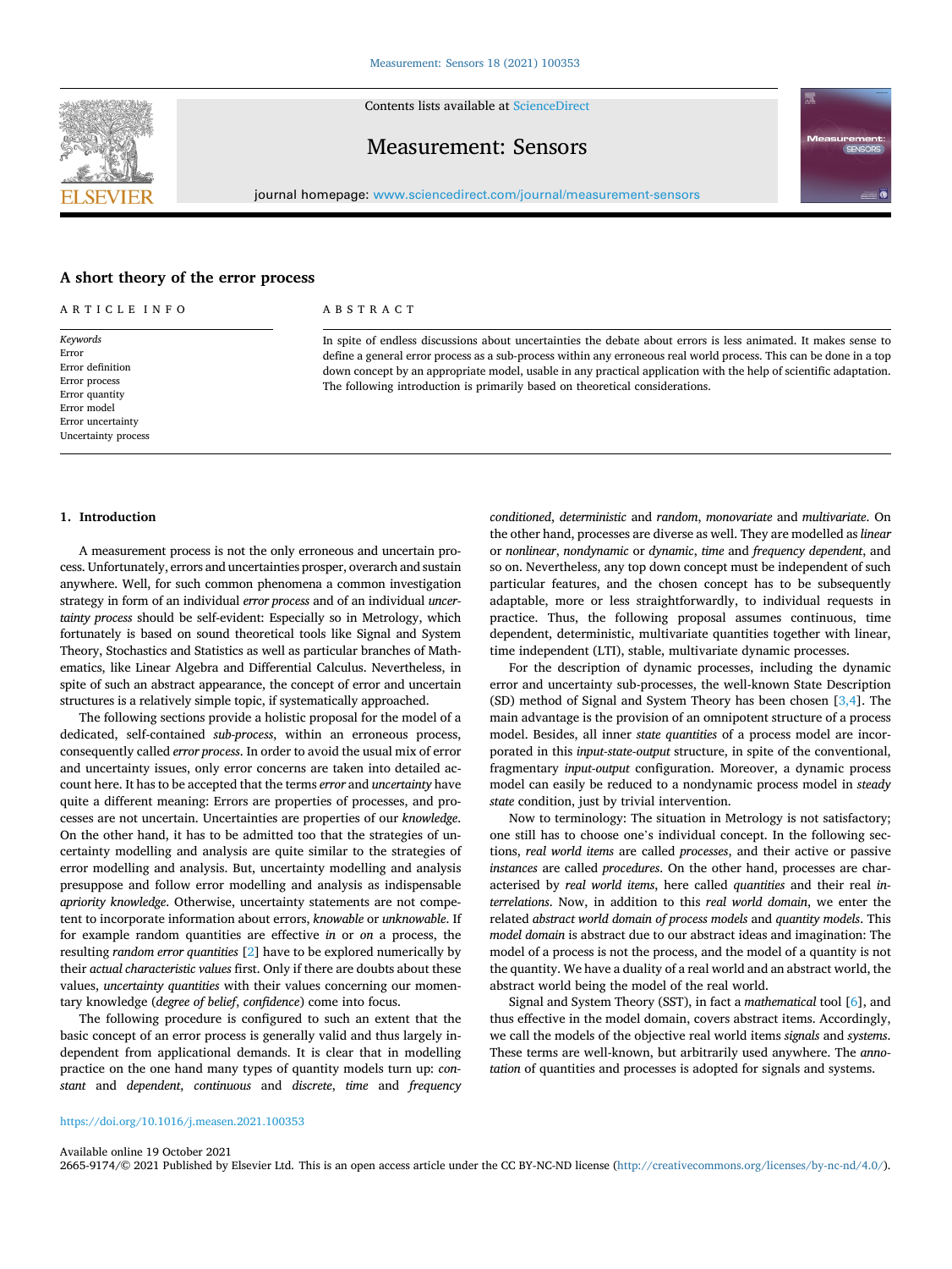# A short theory of the error process

ARTICLE INFO

*Keywords*
Error
Error definition
Error process
Error quantity
Error model
Error uncertainty
Uncertainty process

ABSTRACT

In spite of endless discussions about uncertainties the debate about errors is less animated. It makes sense to define a general error process as a sub-process within any erroneous real world process. This can be done in a top down concept by an appropriate model, usable in any practical application with the help of scientific adaptation. The following introduction is primarily based on theoretical considerations.

## 1. Introduction

A measurement process is not the only erroneous and uncertain process. Unfortunately, errors and uncertainties prosper, overarch and sustain anywhere. Well, for such common phenomena a common investigation strategy in form of an individual *error process* and of an individual *uncertainty process* should be self-evident: Especially so in Metrology, which fortunately is based on sound theoretical tools like Signal and System Theory, Stochastics and Statistics as well as particular branches of Mathematics, like Linear Algebra and Differential Calculus. Nevertheless, in spite of such an abstract appearance, the concept of error and uncertain structures is a relatively simple topic, if systematically approached.

The following sections provide a holistic proposal for the model of a dedicated, self-contained *sub-process*, within an erroneous process, consequently called *error process*. In order to avoid the usual mix of error and uncertainty issues, only error concerns are taken into detailed account here. It has to be accepted that the terms *error* and *uncertainty* have quite a different meaning: Errors are properties of processes, and processes are not uncertain. Uncertainties are properties of our *knowledge*. On the other hand, it has to be admitted too that the strategies of uncertainty modelling and analysis are quite similar to the strategies of error modelling and analysis. But, uncertainty modelling and analysis presuppose and follow error modelling and analysis as indispensable *apriority knowledge*. Otherwise, uncertainty statements are not competent to incorporate information about errors, *knowable* or *unknowable*. If for example random quantities are effective *in* or *on* a process, the resulting *random error quantities* [2] have to be explored numerically by their *actual characteristic values* first. Only if there are doubts about these values, *uncertainty quantities* with their values concerning our momentary knowledge (*degree of belief*, *confidence*) come into focus.

The following procedure is configured to such an extent that the basic concept of an error process is generally valid and thus largely independent from applicational demands. It is clear that in modelling practice on the one hand many types of quantity models turn up: *constant* and *dependent*, *continuous* and *discrete*, *time* and *frequency conditioned*, *deterministic* and *random*, *monovariate* and *multivariate*. On the other hand, processes are diverse as well. They are modelled as *linear* or *nonlinear*, *nondynamic* or *dynamic*, *time* and *frequency dependent*, and so on. Nevertheless, any top down concept must be independent of such particular features, and the chosen concept has to be subsequently adaptable, more or less straightforwardly, to individual requests in practice. Thus, the following proposal assumes continuous, time dependent, deterministic, multivariate quantities together with linear, time independent (LTI), stable, multivariate dynamic processes.

For the description of dynamic processes, including the dynamic error and uncertainty sub-processes, the well-known State Description (SD) method of Signal and System Theory has been chosen [3,4]. The main advantage is the provision of an omnipotent structure of a process model. Besides, all inner *state quantities* of a process model are incorporated in this *input-state-output* structure, in spite of the conventional, fragmentary *input-output* configuration. Moreover, a dynamic process model can easily be reduced to a nondynamic process model in *steady state* condition, just by trivial intervention.

Now to terminology: The situation in Metrology is not satisfactory; one still has to choose one's individual concept. In the following sections, *real world items* are called *processes*, and their active or passive *instances* are called *procedures*. On the other hand, processes are characterised by *real world items*, here called *quantities* and their real *interrelations*. Now, in addition to this *real world domain*, we enter the related *abstract world domain of process models* and *quantity models*. This *model domain* is abstract due to our abstract ideas and imagination: The model of a process is not the process, and the model of a quantity is not the quantity. We have a duality of a real world and an abstract world, the abstract world being the model of the real world.

Signal and System Theory (SST), in fact a *mathematical* tool [6], and thus effective in the model domain, covers abstract items. Accordingly, we call the models of the objective real world items *signals* and *systems*. These terms are well-known, but arbitrarily used anywhere. The *annotation* of quantities and processes is adopted for signals and systems.

https://doi.org/10.1016/j.measen.2021.100353

Available online 19 October 2021
2665-9174/© 2021 Published by Elsevier Ltd. This is an open access article under the CC BY-NC-ND license (http://creativecommons.org/licenses/by-nc-nd/4.0/).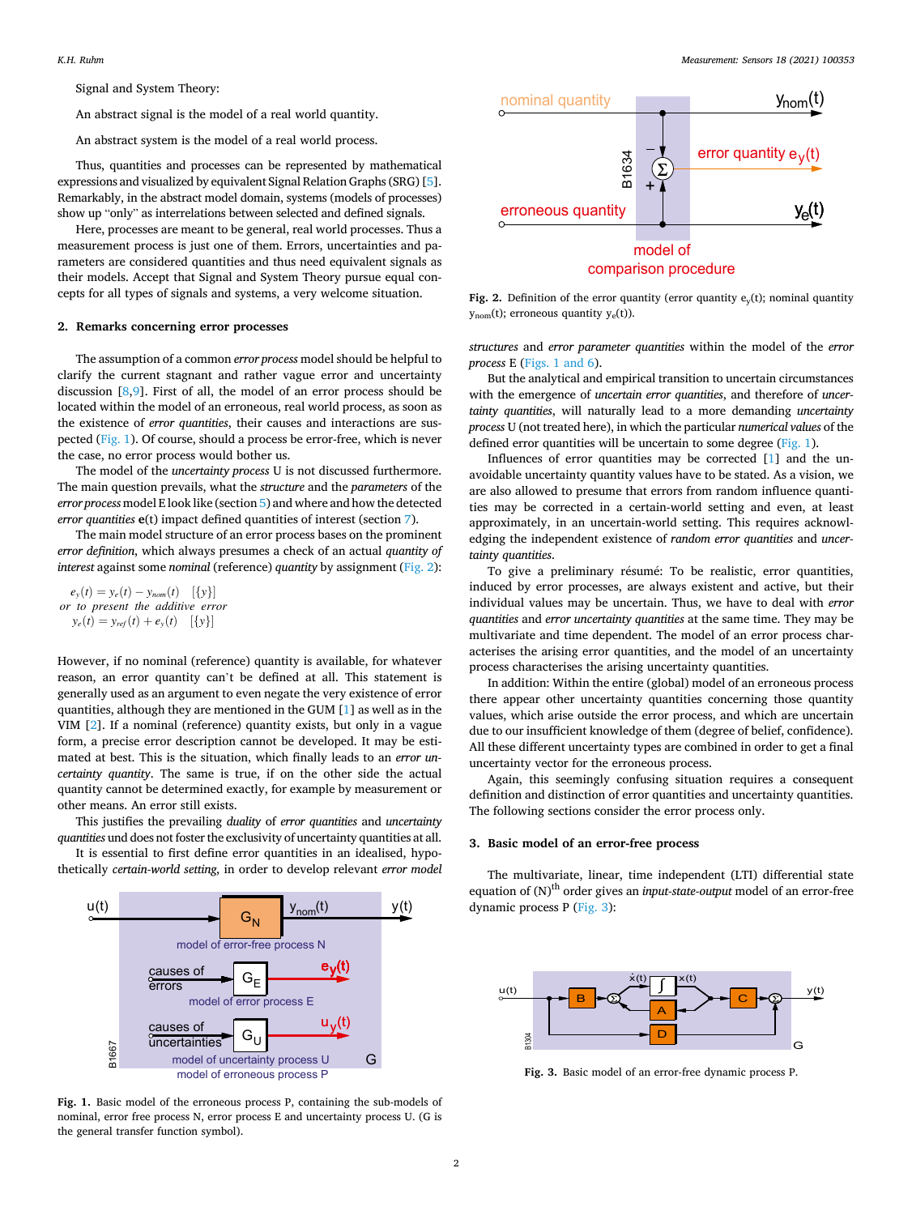Signal and System Theory:

An abstract signal is the model of a real world quantity.

An abstract system is the model of a real world process.

Thus, quantities and processes can be represented by mathematical expressions and visualized by equivalent Signal Relation Graphs (SRG) [5]. Remarkably, in the abstract model domain, systems (models of processes) show up "only" as interrelations between selected and defined signals.

Here, processes are meant to be general, real world processes. Thus a measurement process is just one of them. Errors, uncertainties and parameters are considered quantities and thus need equivalent signals as their models. Accept that Signal and System Theory pursue equal concepts for all types of signals and systems, a very welcome situation.

## 2. Remarks concerning error processes

The assumption of a common *error process* model should be helpful to clarify the current stagnant and rather vague error and uncertainty discussion [8,9]. First of all, the model of an error process should be located within the model of an erroneous, real world process, as soon as the existence of *error quantities*, their causes and interactions are suspected (Fig. 1). Of course, should a process be error-free, which is never the case, no error process would bother us.

The model of the *uncertainty process* U is not discussed furthermore. The main question prevails, what the *structure* and the *parameters* of the *error process* model E look like (section 5) and how the detected *error quantities* $\mathbf{e}(t)$ impact defined quantities of interest (section 7).

The main model structure of an error process bases on the prominent *error definition*, which always presumes a check of an actual *quantity of interest* against some *nominal* (reference) *quantity* by assignment (Fig. 2):

$$e_y(t) = y_e(t) - y_{nom}(t) \quad [\{y\}]$$

*or to present the additive error*

$$y_e(t) = y_{ref}(t) + e_y(t) \quad [\{y\}]$$

However, if no nominal (reference) quantity is available, for whatever reason, an error quantity can't be defined at all. This statement is generally used as an argument to even negate the very existence of error quantities, although they are mentioned in the GUM [1] as well as in the VIM [2]. If a nominal (reference) quantity exists, but only in a vague form, a precise error description cannot be developed. It may be estimated at best. This is the situation, which finally leads to an *error uncertainty quantity*. The same is true, if on the other side the actual quantity cannot be determined exactly, for example by measurement or other means. An error still exists.

This justifies the prevailing *duality* of *error quantities* and *uncertainty quantities* und does not foster the exclusivity of uncertainty quantities at all.

It is essential to first define error quantities in an idealised, hypothetically *certain-world setting*, in order to develop relevant *error model structures* and *error parameter quantities* within the model of the *error process* E (Figs. 1 and 6).

Fig. 1. Basic model of the erroneous process P, containing the sub-models of nominal, error free process N, error process E and uncertainty process U. (G is the general transfer function symbol).

Fig. 2. Definition of the error quantity (error quantity $e_y(t)$; nominal quantity $y_{nom}(t)$; erroneous quantity $y_e(t)$).

But the analytical and empirical transition to uncertain circumstances with the emergence of *uncertain error quantities*, and therefore of *uncertainty quantities*, will naturally lead to a more demanding *uncertainty process* U (not treated here), in which the particular *numerical values* of the defined error quantities will be uncertain to some degree (Fig. 1).

Influences of error quantities may be corrected [1] and the unavoidable uncertainty quantity values have to be stated. As a vision, we are also allowed to presume that errors from random influence quantities may be corrected in a certain-world setting and even, at least approximately, in an uncertain-world setting. This requires acknowledging the independent existence of *random error quantities* and *uncertainty quantities*.

To give a preliminary résumé: To be realistic, error quantities, induced by error processes, are always existent and active, but their individual values may be uncertain. Thus, we have to deal with *error quantities* and *error uncertainty quantities* at the same time. They may be multivariate and time dependent. The model of an error process characterises the arising error quantities, and the model of an uncertainty process characterises the arising uncertainty quantities.

In addition: Within the entire (global) model of an erroneous process there appear other uncertainty quantities concerning those quantity values, which arise outside the error process, and which are uncertain due to our insufficient knowledge of them (degree of belief, confidence). All these different uncertainty types are combined in order to get a final uncertainty vector for the erroneous process.

Again, this seemingly confusing situation requires a consequent definition and distinction of error quantities and uncertainty quantities. The following sections consider the error process only.

## 3. Basic model of an error-free process

The multivariate, linear, time independent (LTI) differential state equation of $(N)^{th}$ order gives an *input-state-output* model of an error-free dynamic process P (Fig. 3):

Fig. 3. Basic model of an error-free dynamic process P.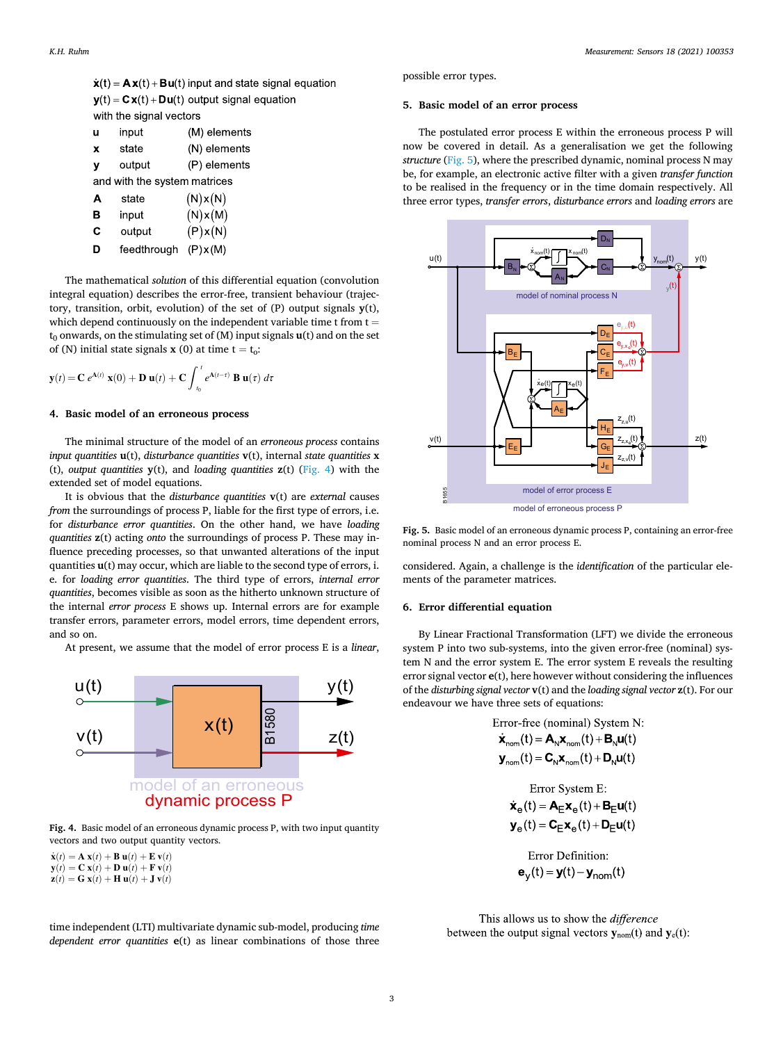$$\dot{\mathbf{x}}(t) = \mathbf{A}\mathbf{x}(t) + \mathbf{B}\mathbf{u}(t) \text{ input and state signal equation}$$

$$\mathbf{y}(t) = \mathbf{C}\mathbf{x}(t) + \mathbf{D}\mathbf{u}(t) \text{ output signal equation}$$

with the signal vectors

| | | |
|---|---|---|
| **u** | input | (M) elements |
| **x** | state | (N) elements |
| **y** | output | (P) elements |

and with the system matrices

| | | |
|---|---|---|
| **A** | state | (N)x(N) |
| **B** | input | (N)x(M) |
| **C** | output | (P)x(N) |
| **D** | feedthrough | (P)x(M) |

The mathematical *solution* of this differential equation (convolution integral equation) describes the error-free, transient behaviour (trajectory, transition, orbit, evolution) of the set of (P) output signals **y**(t), which depend continuously on the independent variable time t from t = $t_0$ onwards, on the stimulating set of (M) input signals **u**(t) and on the set of (N) initial state signals **x** (0) at time t = $t_0$:

$$\mathbf{y}(t) = \mathbf{C}\, e^{\mathbf{A}(t)}\, \mathbf{x}(0) + \mathbf{D}\, \mathbf{u}(t) + \mathbf{C}\int_{t_0}^{t} e^{\mathbf{A}(t-\tau)}\, \mathbf{B}\, \mathbf{u}(\tau)\, d\tau$$

## 4. Basic model of an erroneous process

The minimal structure of the model of an *erroneous process* contains *input quantities* **u**(t), *disturbance quantities* **v**(t), internal *state quantities* **x** (t), *output quantities* **y**(t), and *loading quantities* **z**(t) (Fig. 4) with the extended set of model equations.

It is obvious that the *disturbance quantities* **v**(t) are *external* causes *from* the surroundings of process P, liable for the first type of errors, i.e. for *disturbance error quantities*. On the other hand, we have *loading quantities* **z**(t) acting *onto* the surroundings of process P. These may influence preceding processes, so that unwanted alterations of the input quantities **u**(t) may occur, which are liable to the second type of errors, i. e. for *loading error quantities*. The third type of errors, *internal error quantities*, becomes visible as soon as the hitherto unknown structure of the internal *error process* E shows up. Internal errors are for example transfer errors, parameter errors, model errors, time dependent errors, and so on.

At present, we assume that the model of error process E is a *linear*, time independent (LTI) multivariate dynamic sub-model, producing *time dependent error quantities* **e**(t) as linear combinations of those three possible error types.

Fig. 4. Basic model of an erroneous dynamic process P, with two input quantity vectors and two output quantity vectors.

$$\dot{\mathbf{x}}(t) = \mathbf{A}\,\mathbf{x}(t) + \mathbf{B}\,\mathbf{u}(t) + \mathbf{E}\,\mathbf{v}(t)$$
$$\mathbf{y}(t) = \mathbf{C}\,\mathbf{x}(t) + \mathbf{D}\,\mathbf{u}(t) + \mathbf{F}\,\mathbf{v}(t)$$
$$\mathbf{z}(t) = \mathbf{G}\,\mathbf{x}(t) + \mathbf{H}\,\mathbf{u}(t) + \mathbf{J}\,\mathbf{v}(t)$$

## 5. Basic model of an error process

The postulated error process E within the erroneous process P will now be covered in detail. As a generalisation we get the following *structure* (Fig. 5), where the prescribed dynamic, nominal process N may be, for example, an electronic active filter with a given *transfer function* to be realised in the frequency or in the time domain respectively. All three error types, *transfer errors*, *disturbance errors* and *loading errors* are considered. Again, a challenge is the *identification* of the particular elements of the parameter matrices.

Fig. 5. Basic model of an erroneous dynamic process P, containing an error-free nominal process N and an error process E.

## 6. Error differential equation

By Linear Fractional Transformation (LFT) we divide the erroneous system P into two sub-systems, into the given error-free (nominal) system N and the error system E. The error system E reveals the resulting error signal vector **e**(t), here however without considering the influences of the *disturbing signal vector* **v**(t) and the *loading signal vector* **z**(t). For our endeavour we have three sets of equations:

Error-free (nominal) System N:

$$\dot{\mathbf{x}}_{nom}(t) = \mathbf{A}_N\mathbf{x}_{nom}(t) + \mathbf{B}_N\mathbf{u}(t)$$
$$\mathbf{y}_{nom}(t) = \mathbf{C}_N\mathbf{x}_{nom}(t) + \mathbf{D}_N\mathbf{u}(t)$$

Error System E:

$$\dot{\mathbf{x}}_e(t) = \mathbf{A}_E\mathbf{x}_e(t) + \mathbf{B}_E\mathbf{u}(t)$$
$$\mathbf{y}_e(t) = \mathbf{C}_E\mathbf{x}_e(t) + \mathbf{D}_E\mathbf{u}(t)$$

Error Definition:

$$\mathbf{e}_y(t) = \mathbf{y}(t) - \mathbf{y}_{nom}(t)$$

This allows us to show the *difference* between the output signal vectors $\mathbf{y}_{nom}(t)$ and $\mathbf{y}_e(t)$: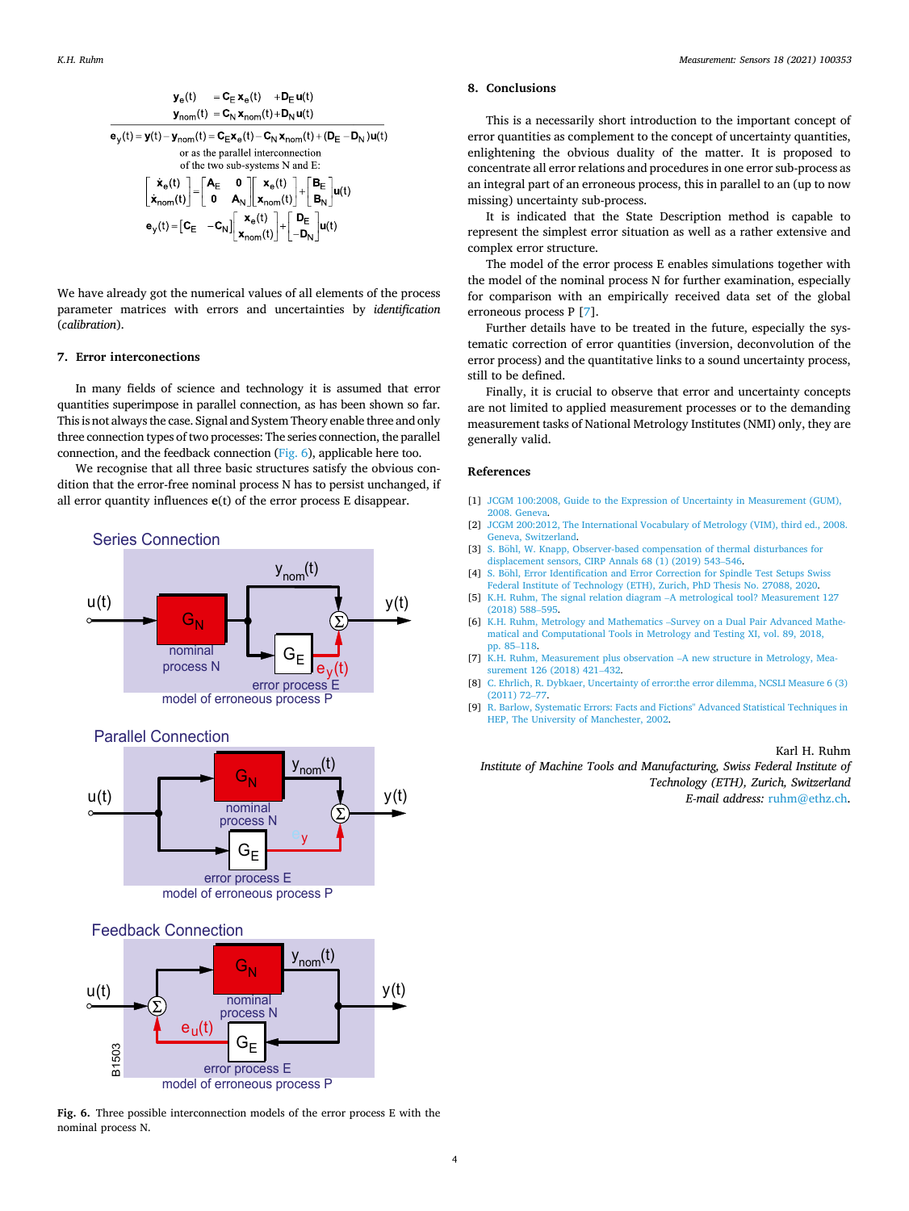$$\mathbf{y}_e(t) \quad = \mathbf{C}_E\,\mathbf{x}_e(t) \quad + \mathbf{D}_E\,\mathbf{u}(t)$$

$$\mathbf{y}_{nom}(t) \; = \mathbf{C}_N\,\mathbf{x}_{nom}(t) + \mathbf{D}_N\,\mathbf{u}(t)$$

$$\mathbf{e}_y(t) = \mathbf{y}(t) - \mathbf{y}_{nom}(t) = \mathbf{C}_E\mathbf{x}_e(t) - \mathbf{C}_N\,\mathbf{x}_{nom}(t) + (\mathbf{D}_E - \mathbf{D}_N)\,\mathbf{u}(t)$$

or as the parallel interconnection of the two sub-systems N and E:

$$\begin{bmatrix} \dot{\mathbf{x}}_e(t) \\ \dot{\mathbf{x}}_{nom}(t) \end{bmatrix} = \begin{bmatrix} \mathbf{A}_E & \mathbf{0} \\ \mathbf{0} & \mathbf{A}_N \end{bmatrix} \begin{bmatrix} \mathbf{x}_e(t) \\ \mathbf{x}_{nom}(t) \end{bmatrix} + \begin{bmatrix} \mathbf{B}_E \\ \mathbf{B}_N \end{bmatrix} \mathbf{u}(t)$$

$$\mathbf{e}_y(t) = \begin{bmatrix} \mathbf{C}_E & -\mathbf{C}_N \end{bmatrix} \begin{bmatrix} \mathbf{x}_e(t) \\ \mathbf{x}_{nom}(t) \end{bmatrix} + \begin{bmatrix} \mathbf{D}_E \\ -\mathbf{D}_N \end{bmatrix} \mathbf{u}(t)$$

We have already got the numerical values of all elements of the process parameter matrices with errors and uncertainties by *identification* (*calibration*).

## 7. Error interconections

In many fields of science and technology it is assumed that error quantities superimpose in parallel connection, as has been shown so far. This is not always the case. Signal and System Theory enable three and only three connection types of two processes: The series connection, the parallel connection, and the feedback connection (Fig. 6), applicable here too.

We recognise that all three basic structures satisfy the obvious condition that the error-free nominal process N has to persist unchanged, if all error quantity influences $\mathbf{e}(t)$ of the error process E disappear.

Series Connection
u(t)
$G_N$
nominal process N
$y_{nom}(t)$
$G_E$
$e_y(t)$
error process E
y(t)
model of erroneous process P

Parallel Connection
u(t)
$G_N$
nominal process N
$y_{nom}(t)$
$G_E$
$e_y$
error process E
y(t)
model of erroneous process P

Feedback Connection
u(t)
$G_N$
nominal process N
$y_{nom}(t)$
$e_u(t)$
$G_E$
error process E
y(t)
model of erroneous process P
B1503

**Fig. 6.** Three possible interconnection models of the error process E with the nominal process N.

## 8. Conclusions

This is a necessarily short introduction to the important concept of error quantities as complement to the concept of uncertainty quantities, enlightening the obvious duality of the matter. It is proposed to concentrate all error relations and procedures in one error sub-process as an integral part of an erroneous process, this in parallel to an (up to now missing) uncertainty sub-process.

It is indicated that the State Description method is capable to represent the simplest error situation as well as a rather extensive and complex error structure.

The model of the error process E enables simulations together with the model of the nominal process N for further examination, especially for comparison with an empirically received data set of the global erroneous process P [7].

Further details have to be treated in the future, especially the systematic correction of error quantities (inversion, deconvolution of the error process) and the quantitative links to a sound uncertainty process, still to be defined.

Finally, it is crucial to observe that error and uncertainty concepts are not limited to applied measurement processes or to the demanding measurement tasks of National Metrology Institutes (NMI) only, they are generally valid.

## References

[1] JCGM 100:2008, Guide to the Expression of Uncertainty in Measurement (GUM), 2008. Geneva.
[2] JCGM 200:2012, The International Vocabulary of Metrology (VIM), third ed., 2008. Geneva, Switzerland.
[3] S. Böhl, W. Knapp, Observer-based compensation of thermal disturbances for displacement sensors, CIRP Annals 68 (1) (2019) 543–546.
[4] S. Böhl, Error Identification and Error Correction for Spindle Test Setups Swiss Federal Institute of Technology (ETH), Zurich, PhD Thesis No. 27088, 2020.
[5] K.H. Ruhm, The signal relation diagram –A metrological tool? Measurement 127 (2018) 588–595.
[6] K.H. Ruhm, Metrology and Mathematics –Survey on a Dual Pair Advanced Mathematical and Computational Tools in Metrology and Testing XI, vol. 89, 2018, pp. 85–118.
[7] K.H. Ruhm, Measurement plus observation –A new structure in Metrology, Measurement 126 (2018) 421–432.
[8] C. Ehrlich, R. Dybkaer, Uncertainty of error:the error dilemma, NCSLI Measure 6 (3) (2011) 72–77.
[9] R. Barlow, Systematic Errors: Facts and Fictions" Advanced Statistical Techniques in HEP, The University of Manchester, 2002.

Karl H. Ruhm
*Institute of Machine Tools and Manufacturing, Swiss Federal Institute of Technology (ETH), Zurich, Switzerland*
*E-mail address:* ruhm@ethz.ch.